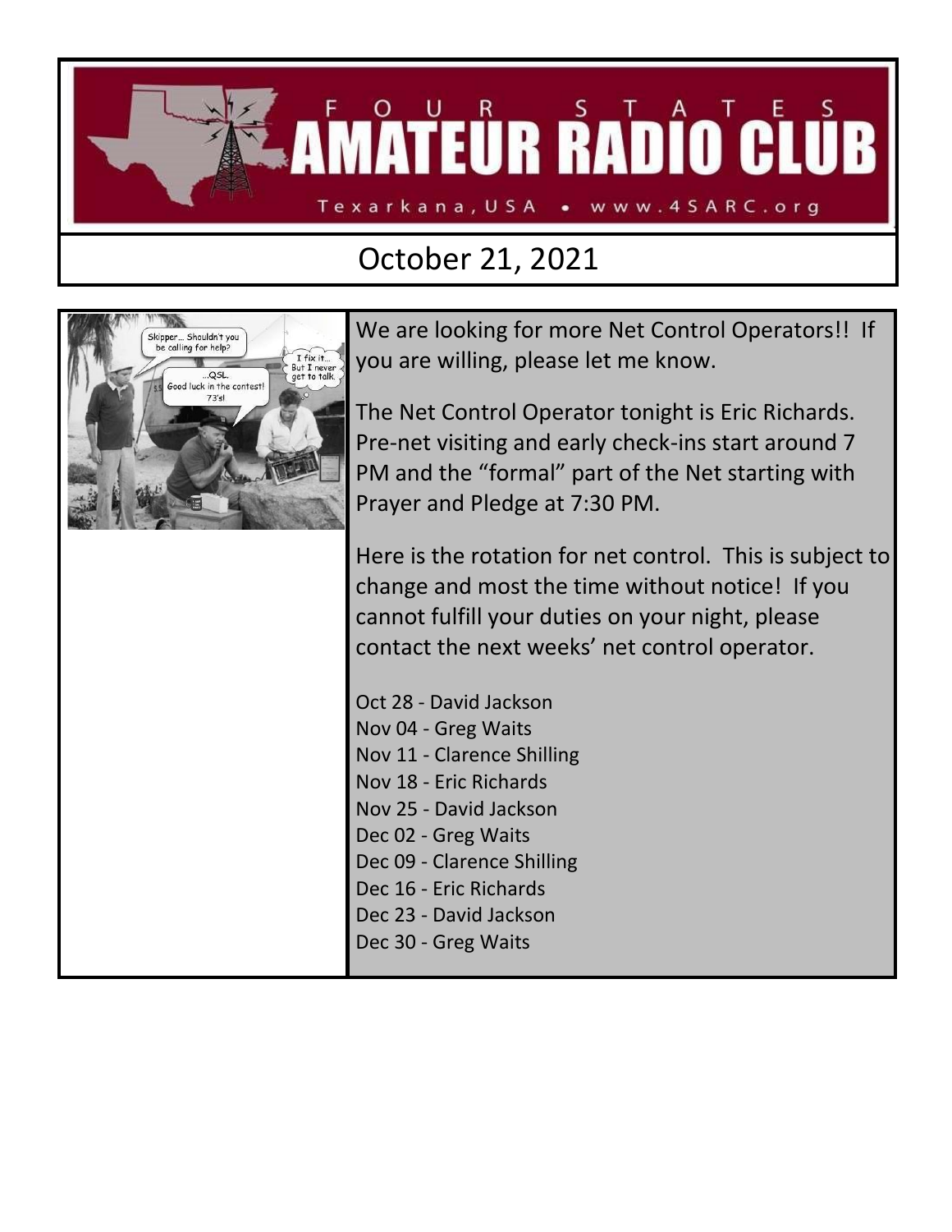# FOUR STATES AMATEUR RADIO CLUB

Texarkana, USA • www.4SARC.org

## October 21, 2021

We are looking for more Net Control Operators!! If you are willing, please let me know.

The Net Control Operator tonight is Eric Richards. Pre-net visiting and early check-ins start around 7 PM and the "formal" part of the Net starting with Prayer and Pledge at 7:30 PM.

Here is the rotation for net control. This is subject to change and most the time without notice! If you cannot fulfill your duties on your night, please contact the next weeks' net control operator.

Oct 28 - David Jackson
Nov 04 - Greg Waits
Nov 11 - Clarence Shilling
Nov 18 - Eric Richards
Nov 25 - David Jackson
Dec 02 - Greg Waits
Dec 09 - Clarence Shilling
Dec 16 - Eric Richards
Dec 23 - David Jackson
Dec 30 - Greg Waits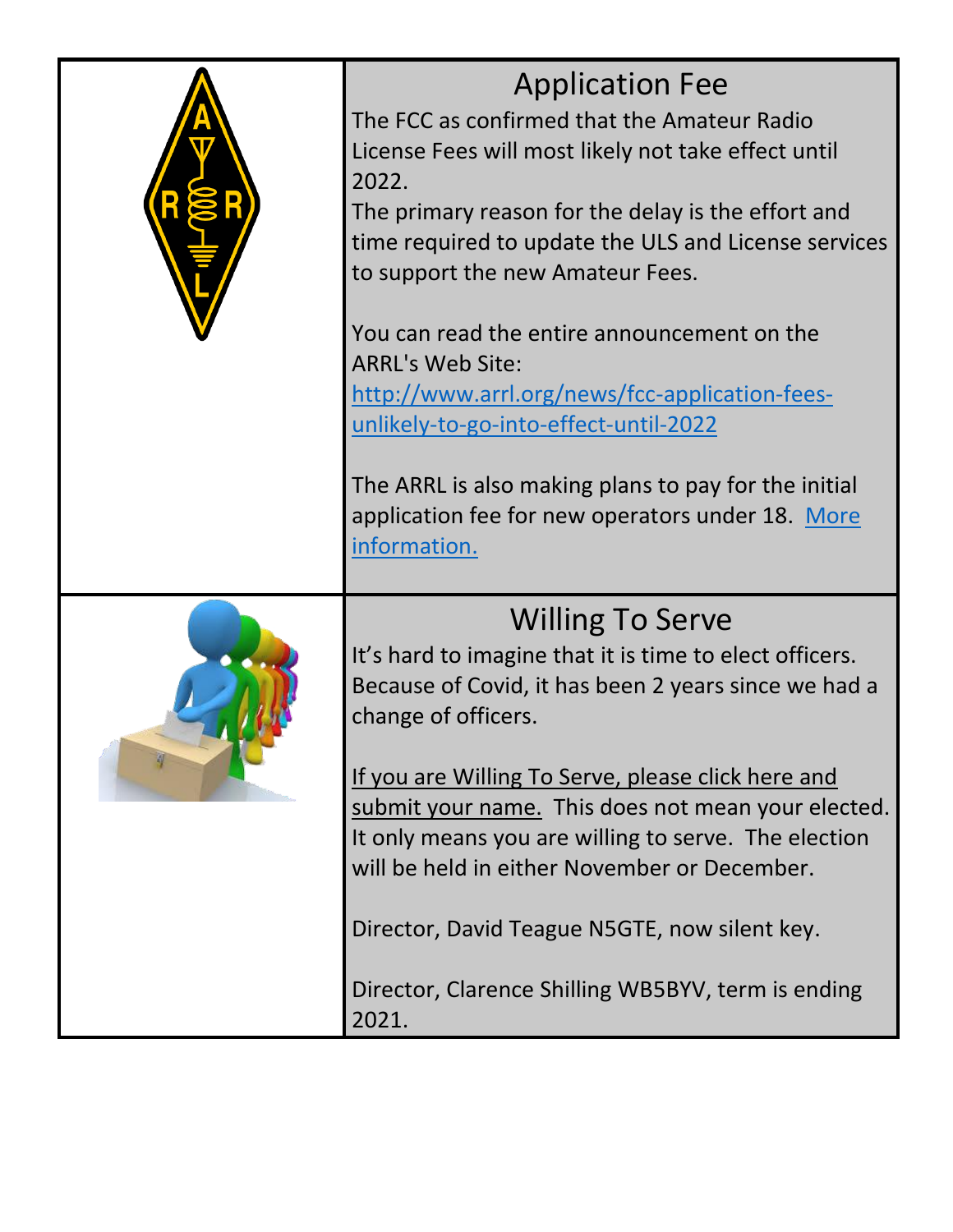## Application Fee

The FCC as confirmed that the Amateur Radio License Fees will most likely not take effect until 2022.

The primary reason for the delay is the effort and time required to update the ULS and License services to support the new Amateur Fees.

You can read the entire announcement on the ARRL's Web Site: [http://www.arrl.org/news/fcc-application-fees-unlikely-to-go-into-effect-until-2022](http://www.arrl.org/news/fcc-application-fees-unlikely-to-go-into-effect-until-2022)

The ARRL is also making plans to pay for the initial application fee for new operators under 18. More information.

## Willing To Serve

It's hard to imagine that it is time to elect officers. Because of Covid, it has been 2 years since we had a change of officers.

If you are Willing To Serve, please click here and submit your name. This does not mean your elected. It only means you are willing to serve. The election will be held in either November or December.

Director, David Teague N5GTE, now silent key.

Director, Clarence Shilling WB5BYV, term is ending 2021.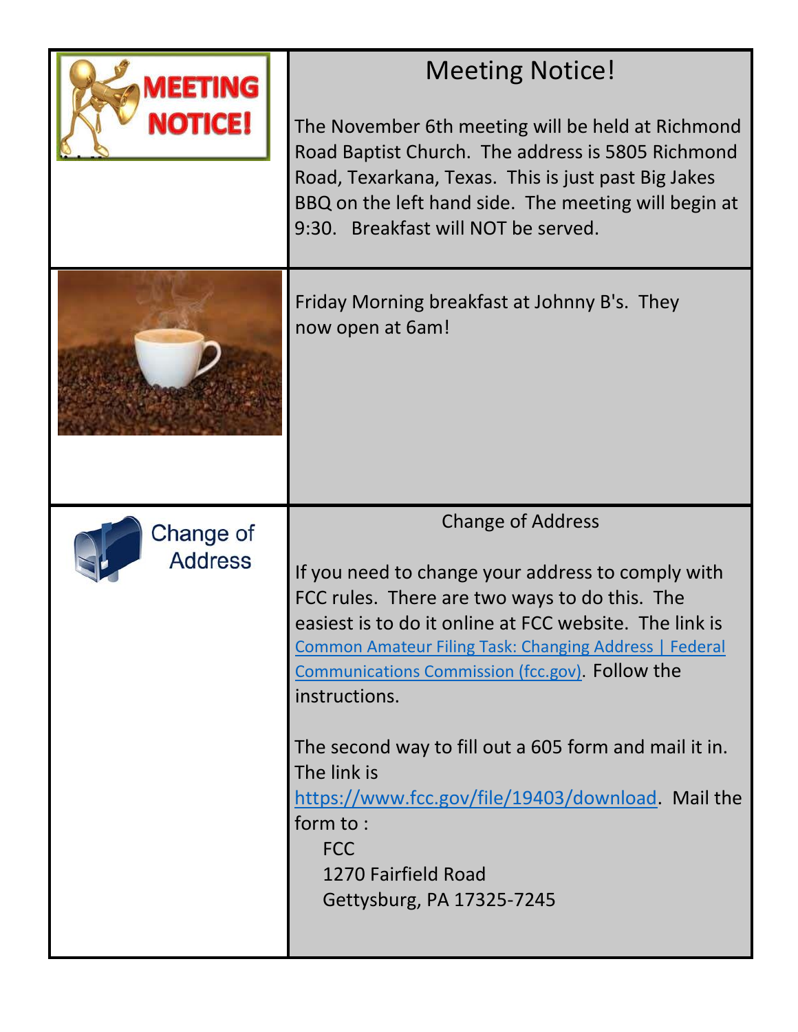## Meeting Notice!

The November 6th meeting will be held at Richmond Road Baptist Church. The address is 5805 Richmond Road, Texarkana, Texas. This is just past Big Jakes BBQ on the left hand side. The meeting will begin at 9:30. Breakfast will NOT be served.

Friday Morning breakfast at Johnny B's. They now open at 6am!

## Change of Address

If you need to change your address to comply with FCC rules. There are two ways to do this. The easiest is to do it online at FCC website. The link is [Common Amateur Filing Task: Changing Address | Federal Communications Commission (fcc.gov)](). Follow the instructions.

The second way to fill out a 605 form and mail it in. The link is [https://www.fcc.gov/file/19403/download](https://www.fcc.gov/file/19403/download). Mail the form to :

FCC
1270 Fairfield Road
Gettysburg, PA 17325-7245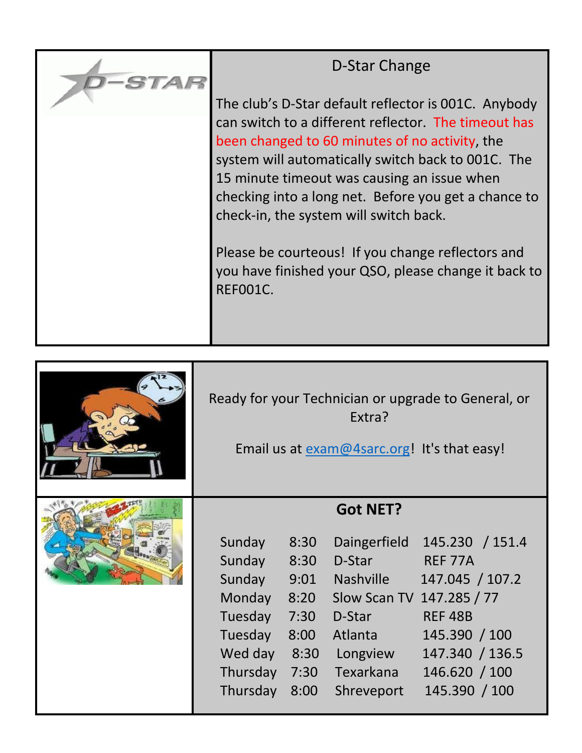## D-Star Change

The club's D-Star default reflector is 001C. Anybody can switch to a different reflector. The timeout has been changed to 60 minutes of no activity, the system will automatically switch back to 001C. The 15 minute timeout was causing an issue when checking into a long net. Before you get a chance to check-in, the system will switch back.

Please be courteous! If you change reflectors and you have finished your QSO, please change it back to REF001C.

Ready for your Technician or upgrade to General, or Extra?

Email us at exam@4sarc.org! It's that easy!

## Got NET?

| Day | Time | Net | Frequency / Tone |
|---|---|---|---|
| Sunday | 8:30 | Daingerfield | 145.230 / 151.4 |
| Sunday | 8:30 | D-Star | REF 77A |
| Sunday | 9:01 | Nashville | 147.045 / 107.2 |
| Monday | 8:20 | Slow Scan TV | 147.285 / 77 |
| Tuesday | 7:30 | D-Star | REF 48B |
| Tuesday | 8:00 | Atlanta | 145.390 / 100 |
| Wed day | 8:30 | Longview | 147.340 / 136.5 |
| Thursday | 7:30 | Texarkana | 146.620 / 100 |
| Thursday | 8:00 | Shreveport | 145.390 / 100 |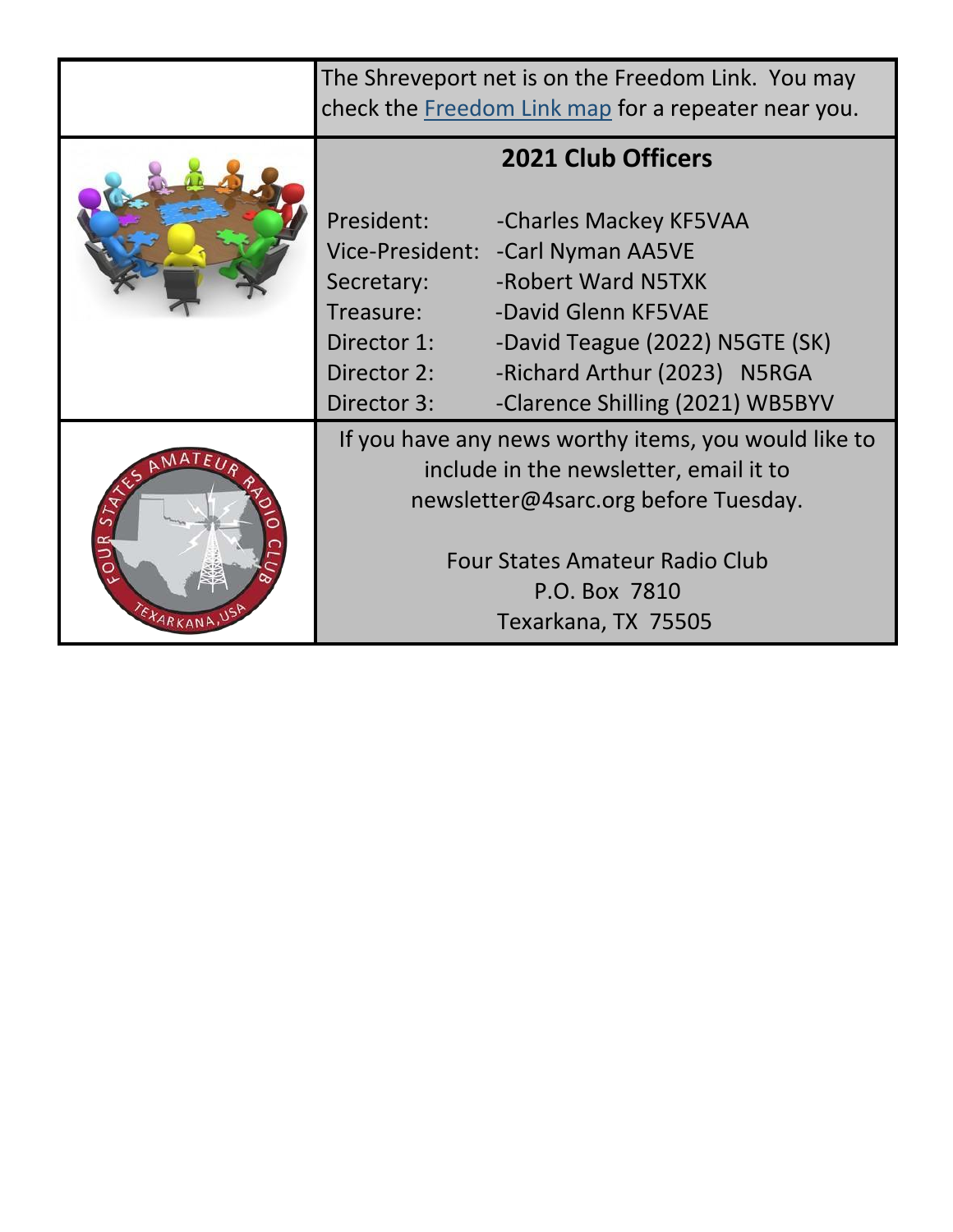The Shreveport net is on the Freedom Link. You may check the [Freedom Link map](#) for a repeater near you.

## 2021 Club Officers

| | |
|---|---|
| President: | -Charles Mackey KF5VAA |
| Vice-President: | -Carl Nyman AA5VE |
| Secretary: | -Robert Ward N5TXK |
| Treasure: | -David Glenn KF5VAE |
| Director 1: | -David Teague (2022) N5GTE (SK) |
| Director 2: | -Richard Arthur (2023) N5RGA |
| Director 3: | -Clarence Shilling (2021) WB5BYV |

If you have any news worthy items, you would like to include in the newsletter, email it to newsletter@4sarc.org before Tuesday.

Four States Amateur Radio Club
P.O. Box 7810
Texarkana, TX 75505